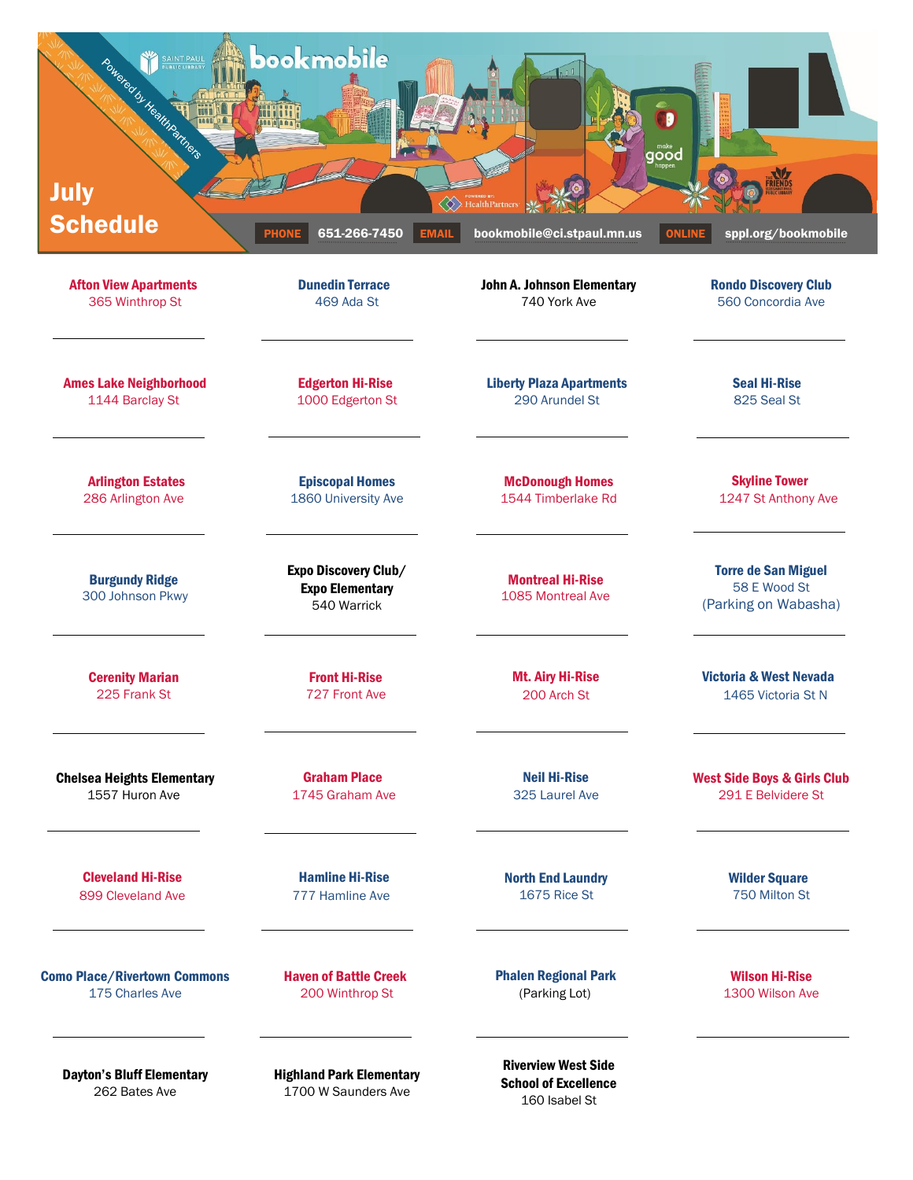# bookmobile

Powered by HealthPartners

## July Schedule

**PHONE** 651-266-7450 **EMAIL** bookmobile@ci.stpaul.mn.us **ONLINE** sppl.org/bookmobile

**Afton View Apartments**
365 Winthrop St

**Ames Lake Neighborhood**
1144 Barclay St

**Arlington Estates**
286 Arlington Ave

**Burgundy Ridge**
300 Johnson Pkwy

**Cerenity Marian**
225 Frank St

**Chelsea Heights Elementary**
1557 Huron Ave

**Cleveland Hi-Rise**
899 Cleveland Ave

**Como Place/Rivertown Commons**
175 Charles Ave

**Dayton's Bluff Elementary**
262 Bates Ave

**Dunedin Terrace**
469 Ada St

**Edgerton Hi-Rise**
1000 Edgerton St

**Episcopal Homes**
1860 University Ave

**Expo Discovery Club/ Expo Elementary**
540 Warrick

**Front Hi-Rise**
727 Front Ave

**Graham Place**
1745 Graham Ave

**Hamline Hi-Rise**
777 Hamline Ave

**Haven of Battle Creek**
200 Winthrop St

**Highland Park Elementary**
1700 W Saunders Ave

**John A. Johnson Elementary**
740 York Ave

**Liberty Plaza Apartments**
290 Arundel St

**McDonough Homes**
1544 Timberlake Rd

**Montreal Hi-Rise**
1085 Montreal Ave

**Mt. Airy Hi-Rise**
200 Arch St

**Neil Hi-Rise**
325 Laurel Ave

**North End Laundry**
1675 Rice St

**Phalen Regional Park**
(Parking Lot)

**Riverview West Side School of Excellence**
160 Isabel St

**Rondo Discovery Club**
560 Concordia Ave

**Seal Hi-Rise**
825 Seal St

**Skyline Tower**
1247 St Anthony Ave

**Torre de San Miguel**
58 E Wood St
(Parking on Wabasha)

**Victoria & West Nevada**
1465 Victoria St N

**West Side Boys & Girls Club**
291 E Belvidere St

**Wilder Square**
750 Milton St

**Wilson Hi-Rise**
1300 Wilson Ave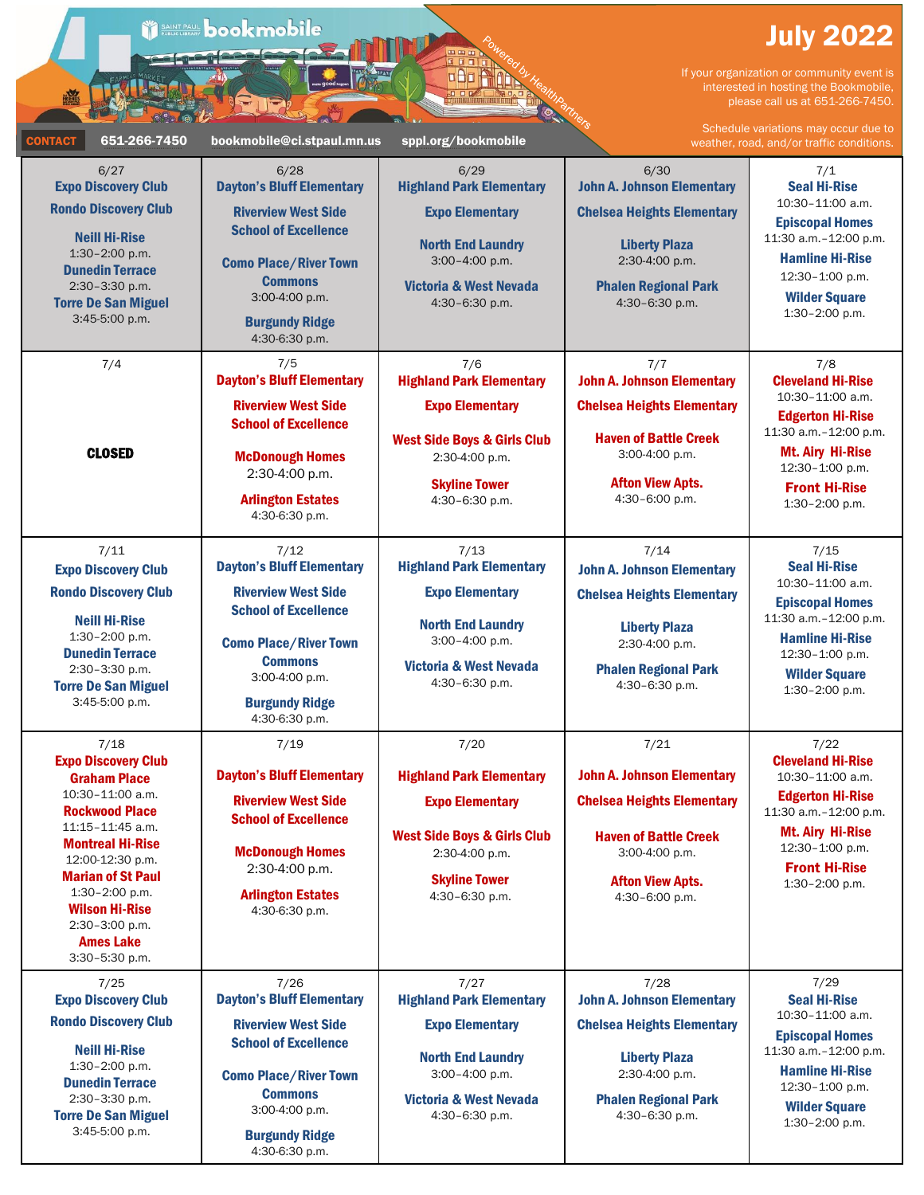# July 2022

If your organization or community event is interested in hosting the Bookmobile, please call us at 651-266-7450.

Schedule variations may occur due to weather, road, and/or traffic conditions.

Saint Paul Public Library bookmobile — Powered by HealthPartners

**CONTACT** 651-266-7450 bookmobile@ci.stpaul.mn.us sppl.org/bookmobile

| | | | | |
|---|---|---|---|---|
| 6/27<br>**Expo Discovery Club**<br>**Rondo Discovery Club**<br>**Neill Hi-Rise**<br>1:30–2:00 p.m.<br>**Dunedin Terrace**<br>2:30–3:30 p.m.<br>**Torre De San Miguel**<br>3:45-5:00 p.m. | 6/28<br>**Dayton's Bluff Elementary**<br>**Riverview West Side School of Excellence**<br>**Como Place/River Town Commons**<br>3:00-4:00 p.m.<br>**Burgundy Ridge**<br>4:30-6:30 p.m. | 6/29<br>**Highland Park Elementary**<br>**Expo Elementary**<br>**North End Laundry**<br>3:00–4:00 p.m.<br>**Victoria & West Nevada**<br>4:30–6:30 p.m. | 6/30<br>**John A. Johnson Elementary**<br>**Chelsea Heights Elementary**<br>**Liberty Plaza**<br>2:30-4:00 p.m.<br>**Phalen Regional Park**<br>4:30–6:30 p.m. | 7/1<br>**Seal Hi-Rise**<br>10:30–11:00 a.m.<br>**Episcopal Homes**<br>11:30 a.m.–12:00 p.m.<br>**Hamline Hi-Rise**<br>12:30–1:00 p.m.<br>**Wilder Square**<br>1:30–2:00 p.m. |
| 7/4<br>**CLOSED** | 7/5<br>**Dayton's Bluff Elementary**<br>**Riverview West Side School of Excellence**<br>**McDonough Homes**<br>2:30-4:00 p.m.<br>**Arlington Estates**<br>4:30-6:30 p.m. | 7/6<br>**Highland Park Elementary**<br>**Expo Elementary**<br>**West Side Boys & Girls Club**<br>2:30-4:00 p.m.<br>**Skyline Tower**<br>4:30–6:30 p.m. | 7/7<br>**John A. Johnson Elementary**<br>**Chelsea Heights Elementary**<br>**Haven of Battle Creek**<br>3:00-4:00 p.m.<br>**Afton View Apts.**<br>4:30–6:00 p.m. | 7/8<br>**Cleveland Hi-Rise**<br>10:30–11:00 a.m.<br>**Edgerton Hi-Rise**<br>11:30 a.m.–12:00 p.m.<br>**Mt. Airy Hi-Rise**<br>12:30–1:00 p.m.<br>**Front Hi-Rise**<br>1:30–2:00 p.m. |
| 7/11<br>**Expo Discovery Club**<br>**Rondo Discovery Club**<br>**Neill Hi-Rise**<br>1:30–2:00 p.m.<br>**Dunedin Terrace**<br>2:30–3:30 p.m.<br>**Torre De San Miguel**<br>3:45-5:00 p.m. | 7/12<br>**Dayton's Bluff Elementary**<br>**Riverview West Side School of Excellence**<br>**Como Place/River Town Commons**<br>3:00-4:00 p.m.<br>**Burgundy Ridge**<br>4:30-6:30 p.m. | 7/13<br>**Highland Park Elementary**<br>**Expo Elementary**<br>**North End Laundry**<br>3:00–4:00 p.m.<br>**Victoria & West Nevada**<br>4:30–6:30 p.m. | 7/14<br>**John A. Johnson Elementary**<br>**Chelsea Heights Elementary**<br>**Liberty Plaza**<br>2:30-4:00 p.m.<br>**Phalen Regional Park**<br>4:30–6:30 p.m. | 7/15<br>**Seal Hi-Rise**<br>10:30–11:00 a.m.<br>**Episcopal Homes**<br>11:30 a.m.–12:00 p.m.<br>**Hamline Hi-Rise**<br>12:30–1:00 p.m.<br>**Wilder Square**<br>1:30–2:00 p.m. |
| 7/18<br>**Expo Discovery Club**<br>**Graham Place**<br>10:30–11:00 a.m.<br>**Rockwood Place**<br>11:15–11:45 a.m.<br>**Montreal Hi-Rise**<br>12:00-12:30 p.m.<br>**Marian of St Paul**<br>1:30–2:00 p.m.<br>**Wilson Hi-Rise**<br>2:30–3:00 p.m.<br>**Ames Lake**<br>3:30–5:30 p.m. | 7/19<br>**Dayton's Bluff Elementary**<br>**Riverview West Side School of Excellence**<br>**McDonough Homes**<br>2:30-4:00 p.m.<br>**Arlington Estates**<br>4:30-6:30 p.m. | 7/20<br>**Highland Park Elementary**<br>**Expo Elementary**<br>**West Side Boys & Girls Club**<br>2:30-4:00 p.m.<br>**Skyline Tower**<br>4:30–6:30 p.m. | 7/21<br>**John A. Johnson Elementary**<br>**Chelsea Heights Elementary**<br>**Haven of Battle Creek**<br>3:00-4:00 p.m.<br>**Afton View Apts.**<br>4:30–6:00 p.m. | 7/22<br>**Cleveland Hi-Rise**<br>10:30–11:00 a.m.<br>**Edgerton Hi-Rise**<br>11:30 a.m.–12:00 p.m.<br>**Mt. Airy Hi-Rise**<br>12:30–1:00 p.m.<br>**Front Hi-Rise**<br>1:30–2:00 p.m. |
| 7/25<br>**Expo Discovery Club**<br>**Rondo Discovery Club**<br>**Neill Hi-Rise**<br>1:30–2:00 p.m.<br>**Dunedin Terrace**<br>2:30–3:30 p.m.<br>**Torre De San Miguel**<br>3:45-5:00 p.m. | 7/26<br>**Dayton's Bluff Elementary**<br>**Riverview West Side School of Excellence**<br>**Como Place/River Town Commons**<br>3:00-4:00 p.m.<br>**Burgundy Ridge**<br>4:30-6:30 p.m. | 7/27<br>**Highland Park Elementary**<br>**Expo Elementary**<br>**North End Laundry**<br>3:00–4:00 p.m.<br>**Victoria & West Nevada**<br>4:30–6:30 p.m. | 7/28<br>**John A. Johnson Elementary**<br>**Chelsea Heights Elementary**<br>**Liberty Plaza**<br>2:30-4:00 p.m.<br>**Phalen Regional Park**<br>4:30–6:30 p.m. | 7/29<br>**Seal Hi-Rise**<br>10:30–11:00 a.m.<br>**Episcopal Homes**<br>11:30 a.m.–12:00 p.m.<br>**Hamline Hi-Rise**<br>12:30–1:00 p.m.<br>**Wilder Square**<br>1:30–2:00 p.m. |